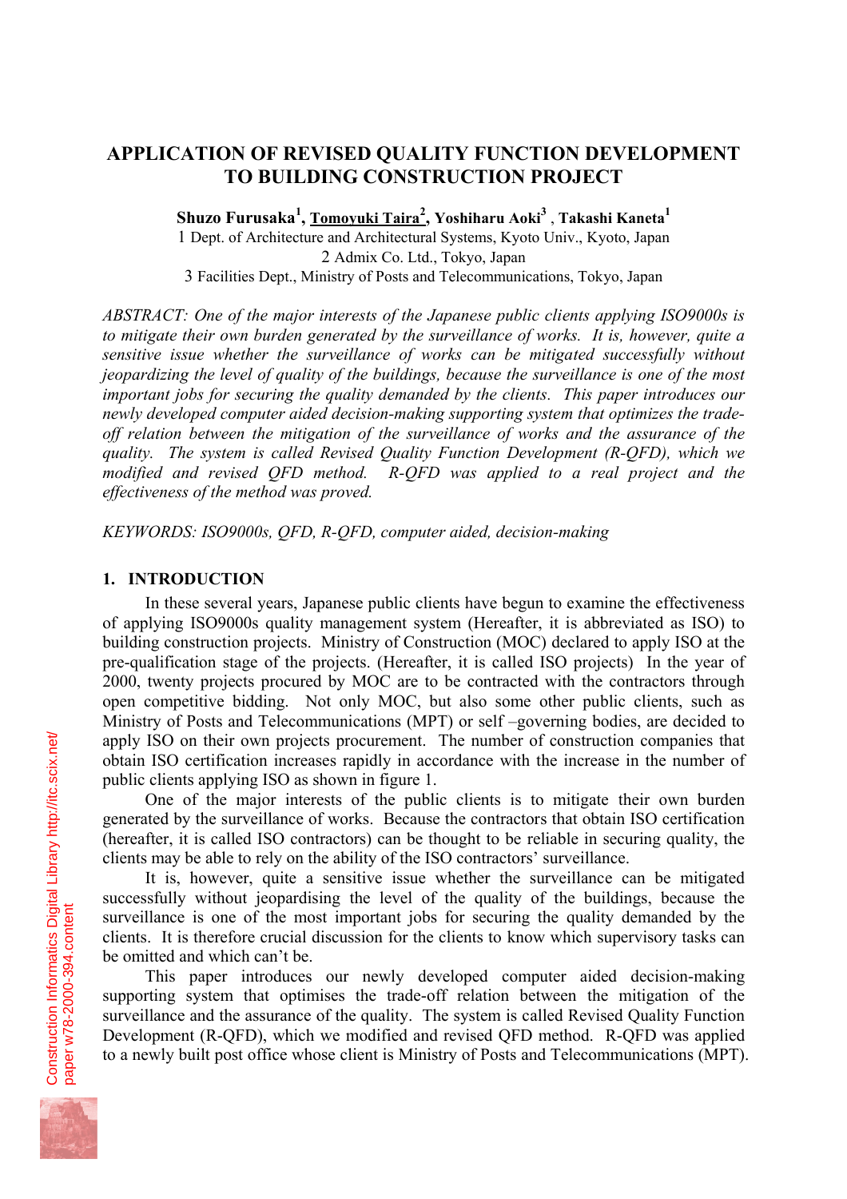# APPLICATION OF REVISED QUALITY FUNCTION DEVELOPMENT TO BUILDING CONSTRUCTION PROJECT

**Shuzo Furusaka[1], Tomoyuki Taira[2], Yoshiharu Aoki[3], Takashi Kaneta[1]**

1 Dept. of Architecture and Architectural Systems, Kyoto Univ., Kyoto, Japan
2 Admix Co. Ltd., Tokyo, Japan
3 Facilities Dept., Ministry of Posts and Telecommunications, Tokyo, Japan

*ABSTRACT: One of the major interests of the Japanese public clients applying ISO9000s is to mitigate their own burden generated by the surveillance of works. It is, however, quite a sensitive issue whether the surveillance of works can be mitigated successfully without jeopardizing the level of quality of the buildings, because the surveillance is one of the most important jobs for securing the quality demanded by the clients. This paper introduces our newly developed computer aided decision-making supporting system that optimizes the trade-off relation between the mitigation of the surveillance of works and the assurance of the quality. The system is called Revised Quality Function Development (R-QFD), which we modified and revised QFD method. R-QFD was applied to a real project and the effectiveness of the method was proved.*

*KEYWORDS: ISO9000s, QFD, R-QFD, computer aided, decision-making*

## 1. INTRODUCTION

In these several years, Japanese public clients have begun to examine the effectiveness of applying ISO9000s quality management system (Hereafter, it is abbreviated as ISO) to building construction projects. Ministry of Construction (MOC) declared to apply ISO at the pre-qualification stage of the projects. (Hereafter, it is called ISO projects) In the year of 2000, twenty projects procured by MOC are to be contracted with the contractors through open competitive bidding. Not only MOC, but also some other public clients, such as Ministry of Posts and Telecommunications (MPT) or self –governing bodies, are decided to apply ISO on their own projects procurement. The number of construction companies that obtain ISO certification increases rapidly in accordance with the increase in the number of public clients applying ISO as shown in figure 1.

One of the major interests of the public clients is to mitigate their own burden generated by the surveillance of works. Because the contractors that obtain ISO certification (hereafter, it is called ISO contractors) can be thought to be reliable in securing quality, the clients may be able to rely on the ability of the ISO contractors' surveillance.

It is, however, quite a sensitive issue whether the surveillance can be mitigated successfully without jeopardising the level of the quality of the buildings, because the surveillance is one of the most important jobs for securing the quality demanded by the clients. It is therefore crucial discussion for the clients to know which supervisory tasks can be omitted and which can't be.

This paper introduces our newly developed computer aided decision-making supporting system that optimises the trade-off relation between the mitigation of the surveillance and the assurance of the quality. The system is called Revised Quality Function Development (R-QFD), which we modified and revised QFD method. R-QFD was applied to a newly built post office whose client is Ministry of Posts and Telecommunications (MPT).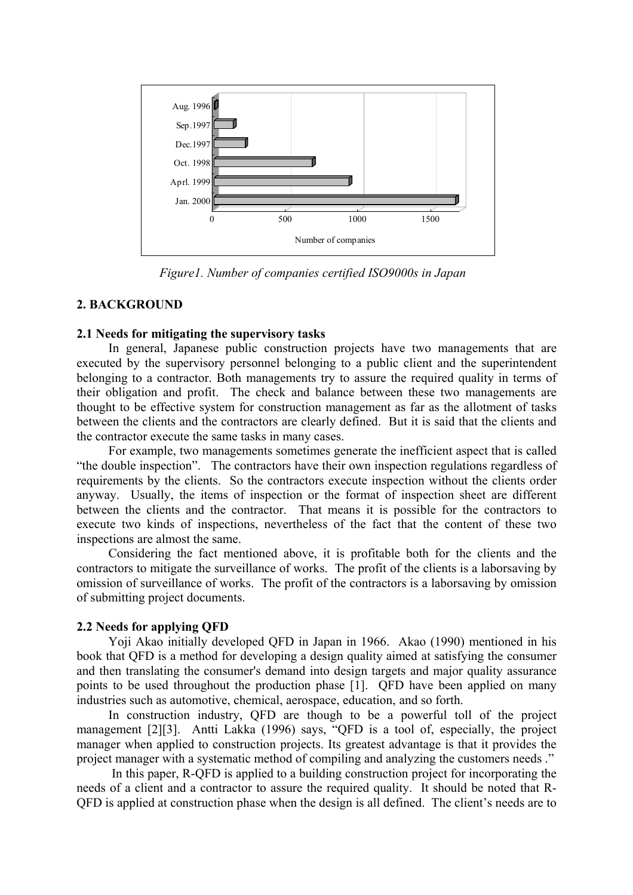Figure1. Number of companies certified ISO9000s in Japan

## 2. BACKGROUND

### 2.1 Needs for mitigating the supervisory tasks

In general, Japanese public construction projects have two managements that are executed by the supervisory personnel belonging to a public client and the superintendent belonging to a contractor. Both managements try to assure the required quality in terms of their obligation and profit. The check and balance between these two managements are thought to be effective system for construction management as far as the allotment of tasks between the clients and the contractors are clearly defined. But it is said that the clients and the contractor execute the same tasks in many cases.

For example, two managements sometimes generate the inefficient aspect that is called "the double inspection". The contractors have their own inspection regulations regardless of requirements by the clients. So the contractors execute inspection without the clients order anyway. Usually, the items of inspection or the format of inspection sheet are different between the clients and the contractor. That means it is possible for the contractors to execute two kinds of inspections, nevertheless of the fact that the content of these two inspections are almost the same.

Considering the fact mentioned above, it is profitable both for the clients and the contractors to mitigate the surveillance of works. The profit of the clients is a laborsaving by omission of surveillance of works. The profit of the contractors is a laborsaving by omission of submitting project documents.

### 2.2 Needs for applying QFD

Yoji Akao initially developed QFD in Japan in 1966. Akao (1990) mentioned in his book that QFD is a method for developing a design quality aimed at satisfying the consumer and then translating the consumer's demand into design targets and major quality assurance points to be used throughout the production phase [1]. QFD have been applied on many industries such as automotive, chemical, aerospace, education, and so forth.

In construction industry, QFD are though to be a powerful toll of the project management [2][3]. Antti Lakka (1996) says, "QFD is a tool of, especially, the project manager when applied to construction projects. Its greatest advantage is that it provides the project manager with a systematic method of compiling and analyzing the customers needs ."

In this paper, R-QFD is applied to a building construction project for incorporating the needs of a client and a contractor to assure the required quality. It should be noted that R-QFD is applied at construction phase when the design is all defined. The client's needs are to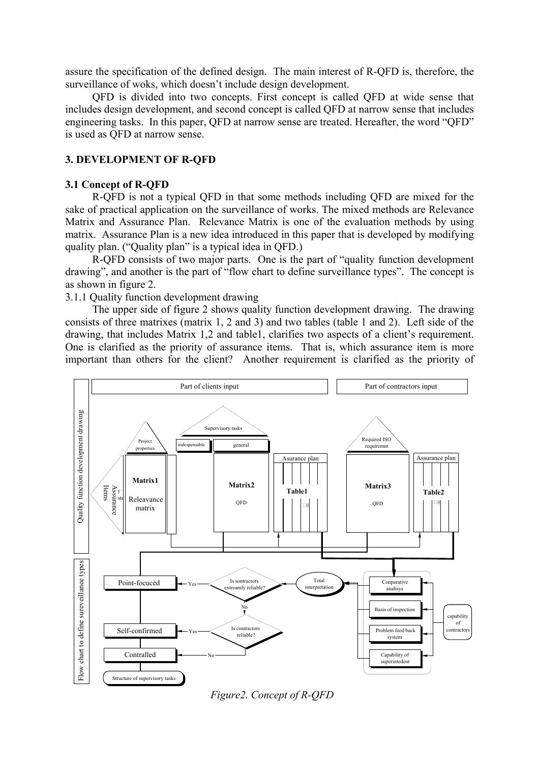assure the specification of the defined design. The main interest of R-QFD is, therefore, the surveillance of woks, which doesn't include design development.

QFD is divided into two concepts. First concept is called QFD at wide sense that includes design development, and second concept is called QFD at narrow sense that includes engineering tasks. In this paper, QFD at narrow sense are treated. Hereafter, the word "QFD" is used as QFD at narrow sense.

## 3. DEVELOPMENT OF R-QFD

### 3.1 Concept of R-QFD

R-QFD is not a typical QFD in that some methods including QFD are mixed for the sake of practical application on the surveillance of works. The mixed methods are Relevance Matrix and Assurance Plan. Relevance Matrix is one of the evaluation methods by using matrix. Assurance Plan is a new idea introduced in this paper that is developed by modifying quality plan. ("Quality plan" is a typical idea in QFD.)

R-QFD consists of two major parts. One is the part of "quality function development drawing", and another is the part of "flow chart to define surveillance types". The concept is as shown in figure 2.

3.1.1 Quality function development drawing

The upper side of figure 2 shows quality function development drawing. The drawing consists of three matrixes (matrix 1, 2 and 3) and two tables (table 1 and 2). Left side of the drawing, that includes Matrix 1,2 and table1, clarifies two aspects of a client's requirement. One is clarified as the priority of assurance items. That is, which assurance item is more important than others for the client? Another requirement is clarified as the priority of

*Figure2. Concept of R-QFD*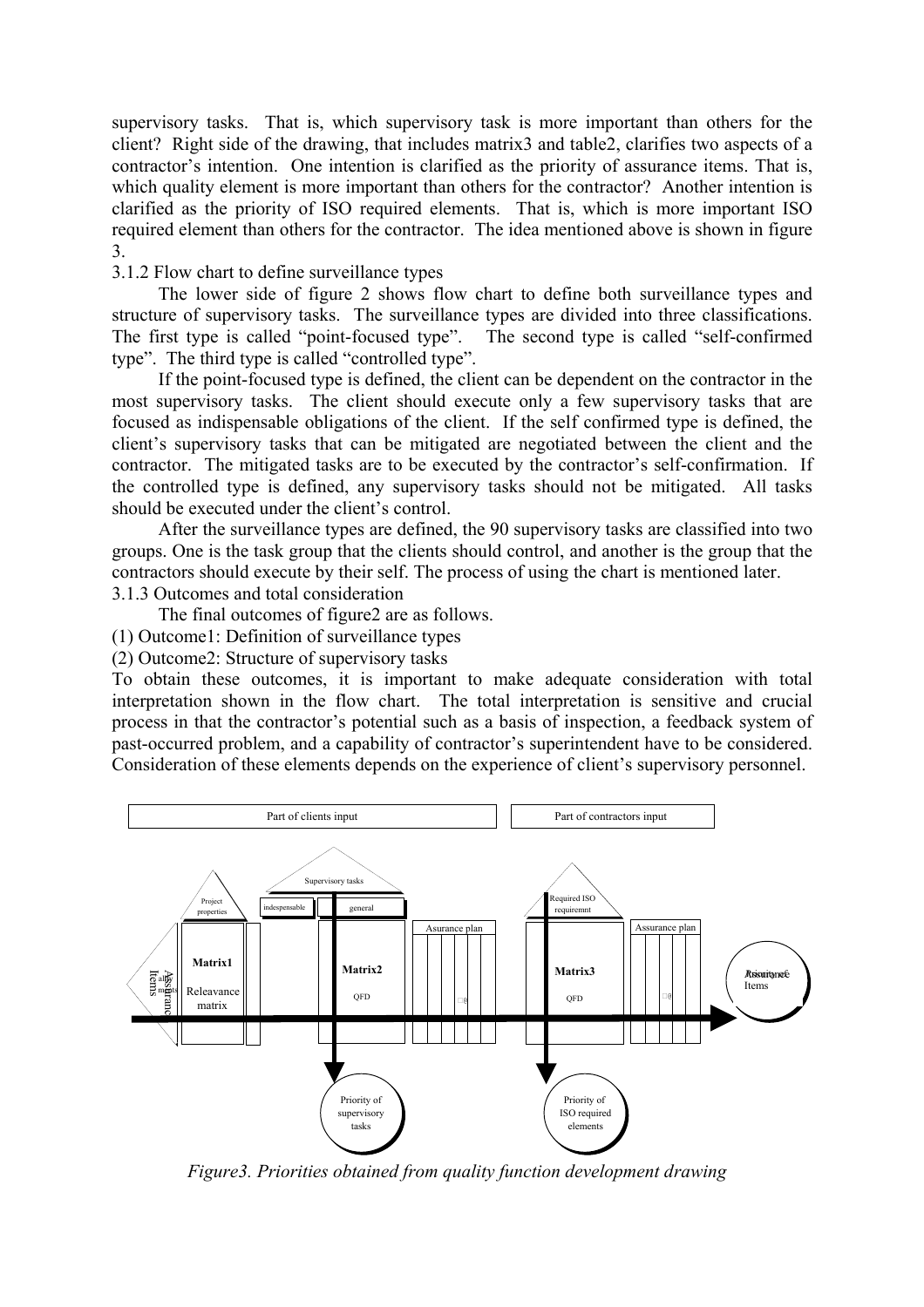supervisory tasks. That is, which supervisory task is more important than others for the client? Right side of the drawing, that includes matrix3 and table2, clarifies two aspects of a contractor's intention. One intention is clarified as the priority of assurance items. That is, which quality element is more important than others for the contractor? Another intention is clarified as the priority of ISO required elements. That is, which is more important ISO required element than others for the contractor. The idea mentioned above is shown in figure 3.

3.1.2 Flow chart to define surveillance types

The lower side of figure 2 shows flow chart to define both surveillance types and structure of supervisory tasks. The surveillance types are divided into three classifications. The first type is called "point-focused type". The second type is called "self-confirmed type". The third type is called "controlled type".

If the point-focused type is defined, the client can be dependent on the contractor in the most supervisory tasks. The client should execute only a few supervisory tasks that are focused as indispensable obligations of the client. If the self confirmed type is defined, the client's supervisory tasks that can be mitigated are negotiated between the client and the contractor. The mitigated tasks are to be executed by the contractor's self-confirmation. If the controlled type is defined, any supervisory tasks should not be mitigated. All tasks should be executed under the client's control.

After the surveillance types are defined, the 90 supervisory tasks are classified into two groups. One is the task group that the clients should control, and another is the group that the contractors should execute by their self. The process of using the chart is mentioned later.

3.1.3 Outcomes and total consideration

The final outcomes of figure2 are as follows.

(1) Outcome1: Definition of surveillance types

(2) Outcome2: Structure of supervisory tasks

To obtain these outcomes, it is important to make adequate consideration with total interpretation shown in the flow chart. The total interpretation is sensitive and crucial process in that the contractor's potential such as a basis of inspection, a feedback system of past-occurred problem, and a capability of contractor's superintendent have to be considered. Consideration of these elements depends on the experience of client's supervisory personnel.

Part of clients input | Part of contractors input

Project properties | Supervisory tasks: indespensable, general | Required ISO requiremnt | Asurance plan

Assurance Items | Matrix1 Releavance matrix | Matrix2 QFD | Matrix3 QFD | Priority of Assurance Items

Priority of supervisory tasks | Priority of ISO required elements

*Figure3. Priorities obtained from quality function development drawing*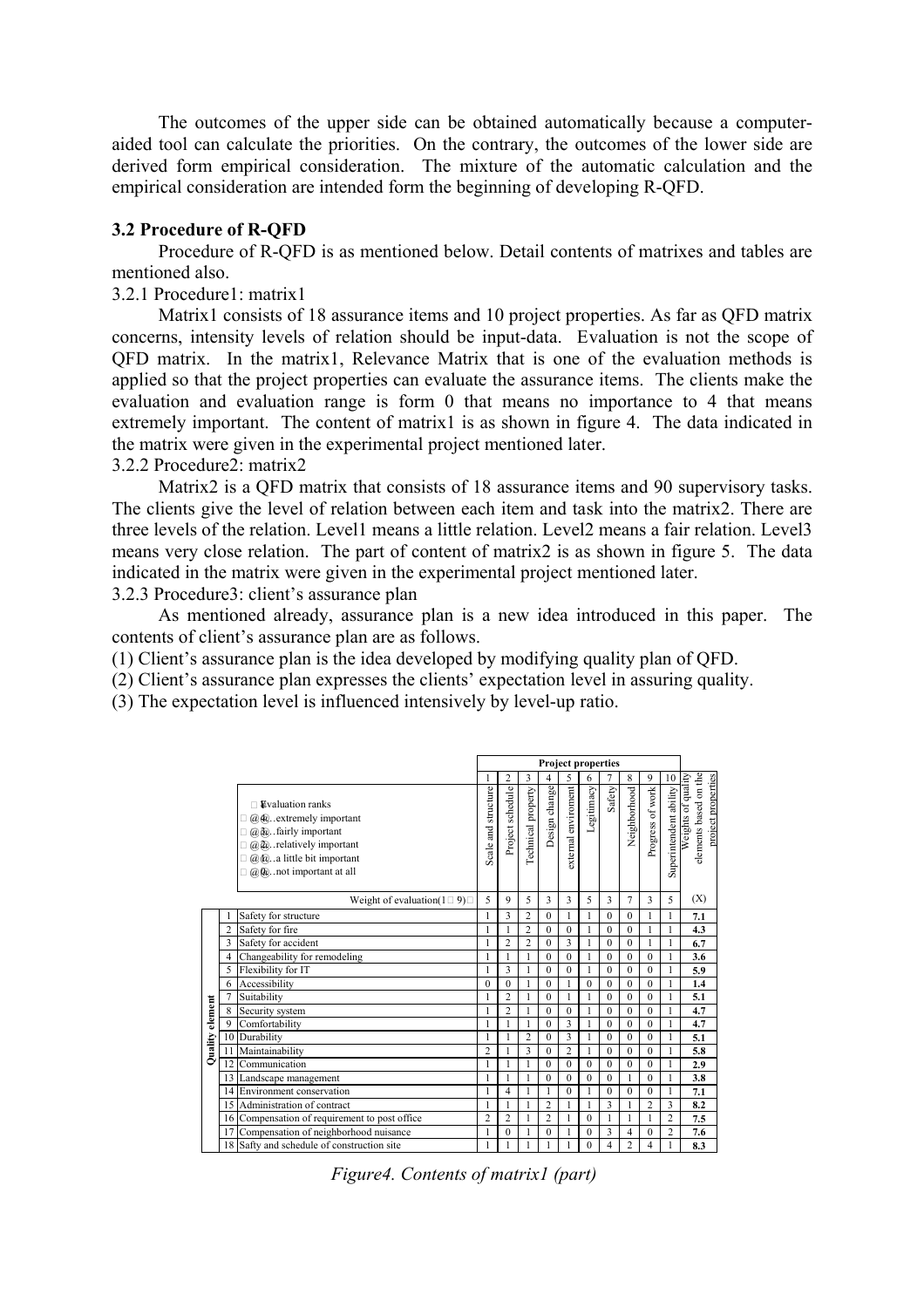The outcomes of the upper side can be obtained automatically because a computer-aided tool can calculate the priorities. On the contrary, the outcomes of the lower side are derived form empirical consideration. The mixture of the automatic calculation and the empirical consideration are intended form the beginning of developing R-QFD.

### 3.2 Procedure of R-QFD

Procedure of R-QFD is as mentioned below. Detail contents of matrixes and tables are mentioned also.

3.2.1 Procedure1: matrix1

Matrix1 consists of 18 assurance items and 10 project properties. As far as QFD matrix concerns, intensity levels of relation should be input-data. Evaluation is not the scope of QFD matrix. In the matrix1, Relevance Matrix that is one of the evaluation methods is applied so that the project properties can evaluate the assurance items. The clients make the evaluation and evaluation range is form 0 that means no importance to 4 that means extremely important. The content of matrix1 is as shown in figure 4. The data indicated in the matrix were given in the experimental project mentioned later.

3.2.2 Procedure2: matrix2

Matrix2 is a QFD matrix that consists of 18 assurance items and 90 supervisory tasks. The clients give the level of relation between each item and task into the matrix2. There are three levels of the relation. Level1 means a little relation. Level2 means a fair relation. Level3 means very close relation. The part of content of matrix2 is as shown in figure 5. The data indicated in the matrix were given in the experimental project mentioned later.

3.2.3 Procedure3: client's assurance plan

As mentioned already, assurance plan is a new idea introduced in this paper. The contents of client's assurance plan are as follows.

(1) Client's assurance plan is the idea developed by modifying quality plan of QFD.
(2) Client's assurance plan expresses the clients' expectation level in assuring quality.
(3) The expectation level is influenced intensively by level-up ratio.

Evaluation ranks:
- 4 ...extremely important
- 3 ...fairly important
- 2 ...relatively important
- 1 ...a little bit important
- 0 ...not important at all

| | | Project properties | | | | | | | | | | |
|---|---|---|---|---|---|---|---|---|---|---|---|---|
| | | 1 | 2 | 3 | 4 | 5 | 6 | 7 | 8 | 9 | 10 | |
| | | Scale and structure | Project schedule | Technical property | Design change | external environment | Legitimacy | Safety | Neighborhood | Progress of work | Superintendent ability | Weights of quality elements based on the project properties |
| | Weight of evaluation(1～9) | 5 | 9 | 5 | 3 | 3 | 5 | 3 | 7 | 3 | 5 | (X) |
| Quality element | 1 Safety for structure | 1 | 3 | 2 | 0 | 1 | 1 | 0 | 0 | 1 | 1 | **7.1** |
| | 2 Safety for fire | 1 | 1 | 2 | 0 | 0 | 1 | 0 | 0 | 1 | 1 | **4.3** |
| | 3 Safety for accident | 1 | 2 | 2 | 0 | 3 | 1 | 0 | 0 | 1 | 1 | **6.7** |
| | 4 Changeability for remodeling | 1 | 1 | 1 | 0 | 0 | 1 | 0 | 0 | 0 | 1 | **3.6** |
| | 5 Flexibility for IT | 1 | 3 | 1 | 0 | 0 | 1 | 0 | 0 | 0 | 1 | **5.9** |
| | 6 Accessibility | 0 | 0 | 1 | 0 | 1 | 0 | 0 | 0 | 0 | 1 | **1.4** |
| | 7 Suitability | 1 | 2 | 1 | 0 | 1 | 1 | 0 | 0 | 0 | 1 | **5.1** |
| | 8 Security system | 1 | 2 | 1 | 0 | 0 | 1 | 0 | 0 | 0 | 1 | **4.7** |
| | 9 Comfortability | 1 | 1 | 1 | 0 | 3 | 1 | 0 | 0 | 0 | 1 | **4.7** |
| | 10 Durability | 1 | 1 | 2 | 0 | 3 | 1 | 0 | 0 | 0 | 1 | **5.1** |
| | 11 Maintainability | 2 | 1 | 3 | 0 | 2 | 1 | 0 | 0 | 0 | 1 | **5.8** |
| | 12 Communication | 1 | 1 | 1 | 0 | 0 | 0 | 0 | 0 | 0 | 1 | **2.9** |
| | 13 Landscape management | 1 | 1 | 1 | 0 | 0 | 0 | 0 | 1 | 0 | 1 | **3.8** |
| | 14 Environment conservation | 1 | 4 | 1 | 1 | 0 | 1 | 0 | 0 | 0 | 1 | **7.1** |
| | 15 Administration of contract | 1 | 1 | 1 | 2 | 1 | 1 | 3 | 1 | 2 | 3 | **8.2** |
| | 16 Compensation of requirement to post office | 2 | 2 | 1 | 2 | 1 | 0 | 1 | 1 | 1 | 2 | **7.5** |
| | 17 Compensation of neighborhood nuisance | 1 | 0 | 1 | 0 | 1 | 0 | 3 | 4 | 0 | 2 | **7.6** |
| | 18 Safty and schedule of construction site | 1 | 1 | 1 | 1 | 1 | 0 | 4 | 2 | 4 | 1 | **8.3** |

*Figure4. Contents of matrix1 (part)*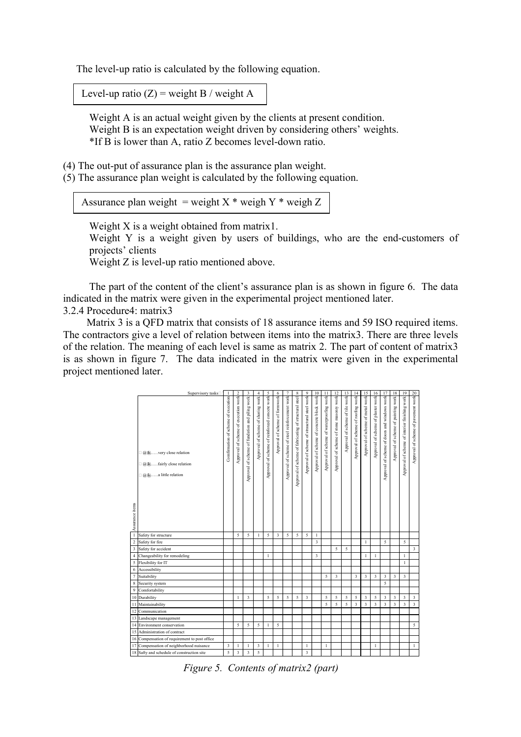The level-up ratio is calculated by the following equation.

Level-up ratio (Z) = weight B / weight A

Weight A is an actual weight given by the clients at present condition.
Weight B is an expectation weight driven by considering others' weights.
*If B is lower than A, ratio Z becomes level-down ratio.

(4) The out-put of assurance plan is the assurance plan weight.
(5) The assurance plan weight is calculated by the following equation.

Assurance plan weight = weight X * weigh Y * weigh Z

Weight X is a weight obtained from matrix1.
Weight Y is a weight given by users of buildings, who are the end-customers of projects' clients
Weight Z is level-up ratio mentioned above.

The part of the content of the client's assurance plan is as shown in figure 6. The data indicated in the matrix were given in the experimental project mentioned later.

3.2.4 Procedure4: matrix3

Matrix 3 is a QFD matrix that consists of 18 assurance items and 59 ISO required items. The contractors give a level of relation between items into the matrix3. There are three levels of the relation. The meaning of each level is same as matrix 2. The part of content of matrix3 is as shown in figure 7. The data indicated in the matrix were given in the experimental project mentioned later.

5.....very close relation
3.....fairly close relation
1.....a little relation

| Assurance items \ Supervisory tasks | 1 Confirmation of scheme of execution | 2 Approval of scheme of excavation work | 3 Approval of scheme of fundation and piling work | 4 Approval of scheme of shoring work | 5 Approval of scheme of reinforced concrete work | 6 Approval of scheme of formwork | 7 Approval of scheme of steel reinforcement work | 8 Approval of scheme of fabricating of structural steel | 9 Approval of scheme of stractural steel work | 10 Approval of scheme of concrete block work | 11 Approval of scheme of waterproofing work | 12 Approval of scheme of stone masonry work | 13 Approval of scheme of tile work | 14 Approval of scheme of roofing work | 15 Approval of scheme of metal work | 16 Approval of scheme of plaster work | 17 Approval of scheme of doors and windows work | 18 Approval of scheme of painting work | 19 Approval of scheme of interior finishing work | 20 Approval of scheme of pavement work |
|---|---|---|---|---|---|---|---|---|---|---|---|---|---|---|---|---|---|---|---|---|
| 1 Safety for structure | | 5 | 5 | 1 | 5 | 3 | 5 | 5 | 5 | 1 | | | | | | | | | | |
| 2 Safety for fire | | | | | | | | | | 3 | | | | | 1 | | 5 | | 5 | |
| 3 Safety for accident | | | | | | | | | | | | 5 | 5 | | | | | | | 3 |
| 4 Changeability for remodeling | | | | | 1 | | | | | 3 | | | | | 1 | 1 | | | 1 | |
| 5 Flexibility for IT | | | | | | | | | | | | | | | | | | | 1 | |
| 6 Accessibility | | | | | | | | | | | | | | | | | | | | |
| 7 Suitability | | | | | | | | | | | 5 | 3 | | 3 | 3 | 3 | 3 | 3 | 3 | |
| 8 Security system | | | | | | | | | | | | | | | | | 5 | | | |
| 9 Comfortability | | | | | | | | | | | | | | | | | | | | |
| 10 Durability | | 1 | 3 | | 5 | 5 | 5 | 5 | 3 | | 5 | 5 | 5 | 5 | 3 | 5 | 3 | 3 | 3 | 3 |
| 11 Maintainability | | | | | | | | | | | 5 | 5 | 5 | 3 | 3 | 3 | 3 | 3 | 3 | 3 |
| 12 Communication | | | | | | | | | | | | | | | | | | | | |
| 13 Landscape management | | | | | | | | | | | | | | | | | | | | |
| 14 Environment conservation | | 5 | 5 | 5 | 1 | 5 | | | | | | | | | | | | | | 5 |
| 15 Administration of contract | | | | | | | | | | | | | | | | | | | | |
| 16 Compensation of requirement to post office | | | | | | | | | | | | | | | | | | | | |
| 17 Compensation of neighborhood nuisance | 3 | 1 | 1 | 3 | 1 | 1 | | | 1 | | 1 | | | | | 1 | | | | 1 |
| 18 Safty and schedule of construction site | 5 | 3 | 3 | 5 | | | | | 3 | | | | | | | | | | | |

*Figure 5. Contents of matrix2 (part)*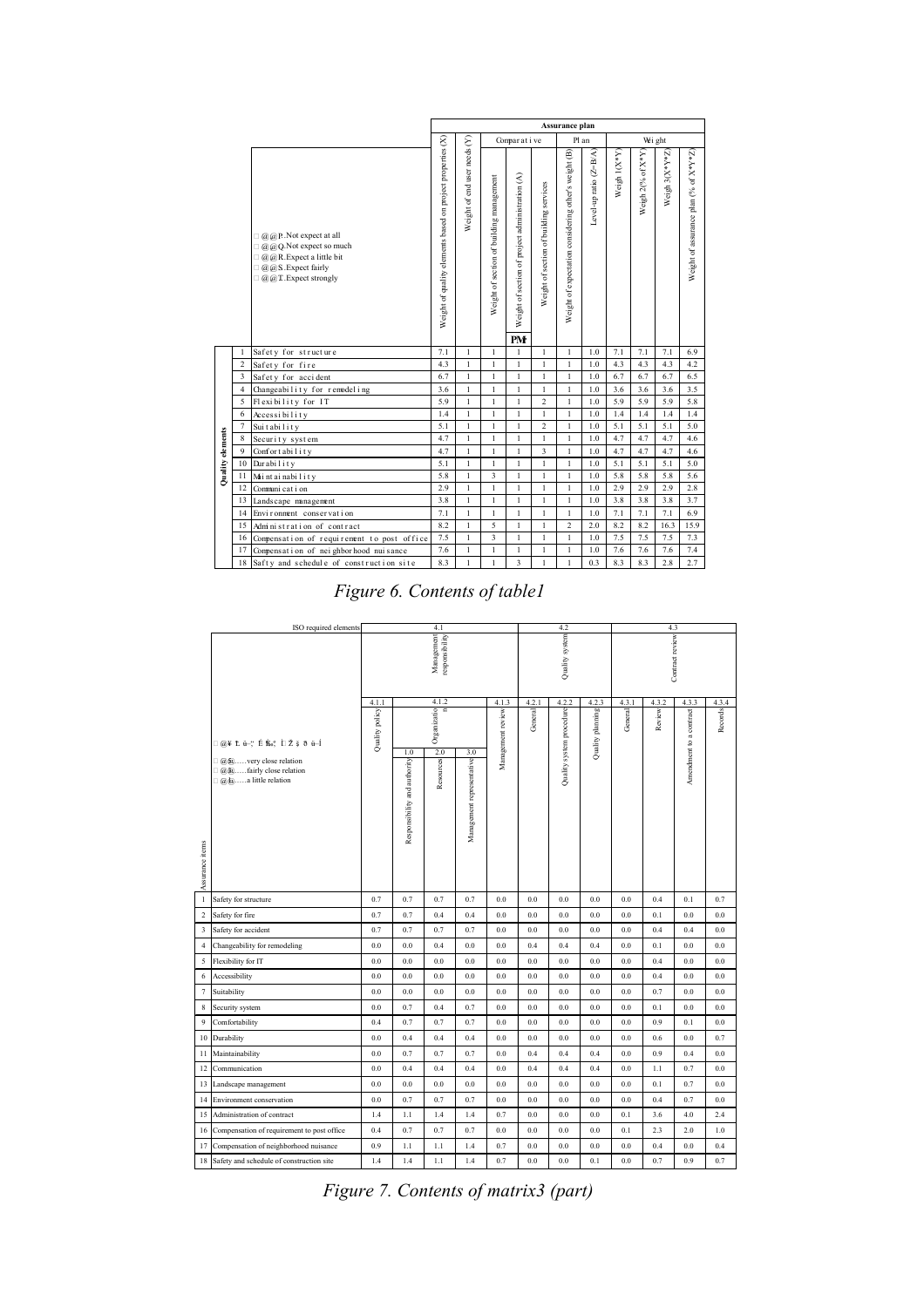| | | | | Assurance plan | | | | | | | | | | |
|---|---|---|---|---|---|---|---|---|---|---|---|---|---|---|
| | | | | | Comparative | | | Plan | | Weight | | | | |
| | | @@P. Not expect at all<br>@@Q. Not expect so much<br>@@R. Expect a little bit<br>@@S. Expect fairly<br>@@T. Expect strongly | Weight of quality elements based on project properties (X) | Weight of end user needs (Y) | Weight of section of building management | Weight of section of project administration (A) PM | Weight of section of building services | Weight of expectation considering other's weight (B) | Level-up ratio (Z=B/A) | Weigh 1(X*Y) | Weigh 2(% of X*Y) | Weigh 3(X*Y*Z) | Weight of assurance plan (% of X*Y*Z) |
| Quality elements | 1 | Safety for structure | 7.1 | 1 | 1 | 1 | 1 | 1 | 1.0 | 7.1 | 7.1 | 7.1 | 6.9 |
| | 2 | Safety for fire | 4.3 | 1 | 1 | 1 | 1 | 1 | 1.0 | 4.3 | 4.3 | 4.3 | 4.2 |
| | 3 | Safety for accident | 6.7 | 1 | 1 | 1 | 1 | 1 | 1.0 | 6.7 | 6.7 | 6.7 | 6.5 |
| | 4 | Changeability for remodeling | 3.6 | 1 | 1 | 1 | 1 | 1 | 1.0 | 3.6 | 3.6 | 3.6 | 3.5 |
| | 5 | Flexibility for IT | 5.9 | 1 | 1 | 1 | 2 | 1 | 1.0 | 5.9 | 5.9 | 5.9 | 5.8 |
| | 6 | Accessibility | 1.4 | 1 | 1 | 1 | 1 | 1 | 1.0 | 1.4 | 1.4 | 1.4 | 1.4 |
| | 7 | Suitability | 5.1 | 1 | 1 | 1 | 2 | 1 | 1.0 | 5.1 | 5.1 | 5.1 | 5.0 |
| | 8 | Security system | 4.7 | 1 | 1 | 1 | 1 | 1 | 1.0 | 4.7 | 4.7 | 4.7 | 4.6 |
| | 9 | Comfortability | 4.7 | 1 | 1 | 1 | 3 | 1 | 1.0 | 4.7 | 4.7 | 4.7 | 4.6 |
| | 10 | Durability | 5.1 | 1 | 1 | 1 | 1 | 1 | 1.0 | 5.1 | 5.1 | 5.1 | 5.0 |
| | 11 | Maintainability | 5.8 | 1 | 3 | 1 | 1 | 1 | 1.0 | 5.8 | 5.8 | 5.8 | 5.6 |
| | 12 | Communication | 2.9 | 1 | 1 | 1 | 1 | 1 | 1.0 | 2.9 | 2.9 | 2.9 | 2.8 |
| | 13 | Landscape management | 3.8 | 1 | 1 | 1 | 1 | 1 | 1.0 | 3.8 | 3.8 | 3.8 | 3.7 |
| | 14 | Environment conservation | 7.1 | 1 | 1 | 1 | 1 | 1 | 1.0 | 7.1 | 7.1 | 7.1 | 6.9 |
| | 15 | Administration of contract | 8.2 | 1 | 5 | 1 | 1 | 2 | 2.0 | 8.2 | 8.2 | 16.3 | 15.9 |
| | 16 | Compensation of requirement to post office | 7.5 | 1 | 3 | 1 | 1 | 1 | 1.0 | 7.5 | 7.5 | 7.5 | 7.3 |
| | 17 | Compensation of neighborhood nuisance | 7.6 | 1 | 1 | 1 | 1 | 1 | 1.0 | 7.6 | 7.6 | 7.6 | 7.4 |
| | 18 | Safty and schedule of construction site | 8.3 | 1 | 1 | 3 | 1 | 1 | 0.3 | 8.3 | 8.3 | 2.8 | 2.7 |

*Figure 6. Contents of table1*

| | ISO required elements | 4.1 | | | | | 4.2 | | | 4.3 | | | |
|---|---|---|---|---|---|---|---|---|---|---|---|---|---|
| | | Management responsibility | | | | | Quality system | | | Contract review | | | |
| | | 4.1.1 | 4.1.2 | | | 4.1.3 | 4.2.1 | 4.2.2 | 4.2.3 | 4.3.1 | 4.3.2 | 4.3.3 | 4.3.4 |
| | | Quality policy | Organization | | | Management review | General | Quality system procedure | Quality planning | General | Review | Amendment to a contract | Records |
| | @@5.....very close relation<br>@@3.....fairly close relation<br>@@1.....a little relation | | 1.0 Responsibility and authority | 2.0 Resources | 3.0 Management representative | | | | | | | | |
| Assurance items | | | | | | | | | | | | | |
| 1 | Safety for structure | 0.7 | 0.7 | 0.7 | 0.7 | 0.0 | 0.0 | 0.0 | 0.0 | 0.0 | 0.4 | 0.1 | 0.7 |
| 2 | Safety for fire | 0.7 | 0.7 | 0.4 | 0.4 | 0.0 | 0.0 | 0.0 | 0.0 | 0.0 | 0.1 | 0.0 | 0.0 |
| 3 | Safety for accident | 0.7 | 0.7 | 0.7 | 0.7 | 0.0 | 0.0 | 0.0 | 0.0 | 0.0 | 0.4 | 0.4 | 0.0 |
| 4 | Changeability for remodeling | 0.0 | 0.0 | 0.4 | 0.0 | 0.0 | 0.4 | 0.4 | 0.4 | 0.0 | 0.1 | 0.0 | 0.0 |
| 5 | Flexibility for IT | 0.0 | 0.0 | 0.0 | 0.0 | 0.0 | 0.0 | 0.0 | 0.0 | 0.0 | 0.4 | 0.0 | 0.0 |
| 6 | Accessibility | 0.0 | 0.0 | 0.0 | 0.0 | 0.0 | 0.0 | 0.0 | 0.0 | 0.0 | 0.4 | 0.0 | 0.0 |
| 7 | Suitability | 0.0 | 0.0 | 0.0 | 0.0 | 0.0 | 0.0 | 0.0 | 0.0 | 0.0 | 0.7 | 0.0 | 0.0 |
| 8 | Security system | 0.0 | 0.7 | 0.4 | 0.7 | 0.0 | 0.0 | 0.0 | 0.0 | 0.0 | 0.1 | 0.0 | 0.0 |
| 9 | Comfortability | 0.4 | 0.7 | 0.7 | 0.7 | 0.0 | 0.0 | 0.0 | 0.0 | 0.0 | 0.9 | 0.1 | 0.0 |
| 10 | Durability | 0.0 | 0.4 | 0.4 | 0.4 | 0.0 | 0.0 | 0.0 | 0.0 | 0.0 | 0.6 | 0.0 | 0.7 |
| 11 | Maintainability | 0.0 | 0.7 | 0.7 | 0.7 | 0.0 | 0.4 | 0.4 | 0.4 | 0.0 | 0.9 | 0.4 | 0.0 |
| 12 | Communication | 0.0 | 0.4 | 0.4 | 0.4 | 0.0 | 0.4 | 0.4 | 0.4 | 0.0 | 1.1 | 0.7 | 0.0 |
| 13 | Landscape management | 0.0 | 0.0 | 0.0 | 0.0 | 0.0 | 0.0 | 0.0 | 0.0 | 0.0 | 0.1 | 0.7 | 0.0 |
| 14 | Environment conservation | 0.0 | 0.7 | 0.7 | 0.7 | 0.0 | 0.0 | 0.0 | 0.0 | 0.0 | 0.4 | 0.7 | 0.0 |
| 15 | Administration of contract | 1.4 | 1.1 | 1.4 | 1.4 | 0.7 | 0.0 | 0.0 | 0.0 | 0.1 | 3.6 | 4.0 | 2.4 |
| 16 | Compensation of requirement to post office | 0.4 | 0.7 | 0.7 | 0.7 | 0.0 | 0.0 | 0.0 | 0.0 | 0.1 | 2.3 | 2.0 | 1.0 |
| 17 | Compensation of neighborhood nuisance | 0.9 | 1.1 | 1.1 | 1.4 | 0.7 | 0.0 | 0.0 | 0.0 | 0.0 | 0.4 | 0.0 | 0.4 |
| 18 | Safety and schedule of construction site | 1.4 | 1.4 | 1.1 | 1.4 | 0.7 | 0.0 | 0.0 | 0.1 | 0.0 | 0.7 | 0.9 | 0.7 |

*Figure 7. Contents of matrix3 (part)*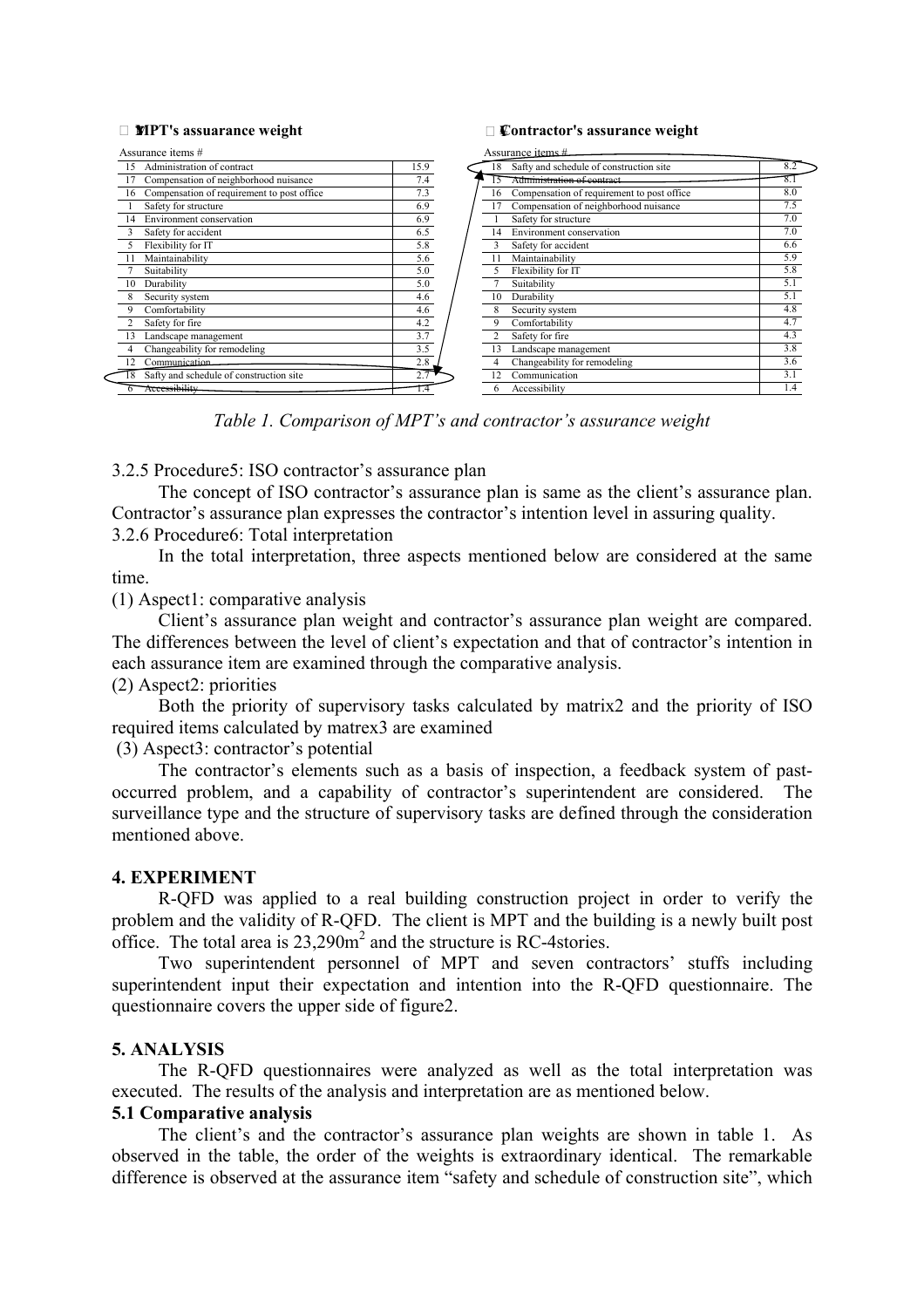**MPT's assurance weight**

| Assurance items # | | |
|---|---|---|
| 15 | Administration of contract | 15.9 |
| 17 | Compensation of neighborhood nuisance | 7.4 |
| 16 | Compensation of requirement to post office | 7.3 |
| 1 | Safety for structure | 6.9 |
| 14 | Environment conservation | 6.9 |
| 3 | Safety for accident | 6.5 |
| 5 | Flexibility for IT | 5.8 |
| 11 | Maintainability | 5.6 |
| 7 | Suitability | 5.0 |
| 10 | Durability | 5.0 |
| 8 | Security system | 4.6 |
| 9 | Comfortability | 4.6 |
| 2 | Safety for fire | 4.2 |
| 13 | Landscape management | 3.7 |
| 4 | Changeability for remodeling | 3.5 |
| 12 | Communication | 2.8 |
| 18 | Safty and schedule of construction site | 2.7 |
| 6 | Accessibility | 1.4 |

**Contractor's assurance weight**

| Assurance items # | | |
|---|---|---|
| 18 | Safty and schedule of construction site | 8.2 |
| 15 | Administration of contract | 8.1 |
| 16 | Compensation of requirement to post office | 8.0 |
| 17 | Compensation of neighborhood nuisance | 7.5 |
| 1 | Safety for structure | 7.0 |
| 14 | Environment conservation | 7.0 |
| 3 | Safety for accident | 6.6 |
| 11 | Maintainability | 5.9 |
| 5 | Flexibility for IT | 5.8 |
| 7 | Suitability | 5.1 |
| 10 | Durability | 5.1 |
| 8 | Security system | 4.8 |
| 9 | Comfortability | 4.7 |
| 2 | Safety for fire | 4.3 |
| 13 | Landscape management | 3.8 |
| 4 | Changeability for remodeling | 3.6 |
| 12 | Communication | 3.1 |
| 6 | Accessibility | 1.4 |

*Table 1. Comparison of MPT's and contractor's assurance weight*

3.2.5 Procedure5: ISO contractor's assurance plan

The concept of ISO contractor's assurance plan is same as the client's assurance plan. Contractor's assurance plan expresses the contractor's intention level in assuring quality.

3.2.6 Procedure6: Total interpretation

In the total interpretation, three aspects mentioned below are considered at the same time.

(1) Aspect1: comparative analysis

Client's assurance plan weight and contractor's assurance plan weight are compared. The differences between the level of client's expectation and that of contractor's intention in each assurance item are examined through the comparative analysis.

(2) Aspect2: priorities

Both the priority of supervisory tasks calculated by matrix2 and the priority of ISO required items calculated by matrex3 are examined

(3) Aspect3: contractor's potential

The contractor's elements such as a basis of inspection, a feedback system of past-occurred problem, and a capability of contractor's superintendent are considered. The surveillance type and the structure of supervisory tasks are defined through the consideration mentioned above.

## 4. EXPERIMENT

R-QFD was applied to a real building construction project in order to verify the problem and the validity of R-QFD. The client is MPT and the building is a newly built post office. The total area is 23,290m$^2$ and the structure is RC-4stories.

Two superintendent personnel of MPT and seven contractors' stuffs including superintendent input their expectation and intention into the R-QFD questionnaire. The questionnaire covers the upper side of figure2.

## 5. ANALYSIS

The R-QFD questionnaires were analyzed as well as the total interpretation was executed. The results of the analysis and interpretation are as mentioned below.

### 5.1 Comparative analysis

The client's and the contractor's assurance plan weights are shown in table 1. As observed in the table, the order of the weights is extraordinary identical. The remarkable difference is observed at the assurance item "safety and schedule of construction site", which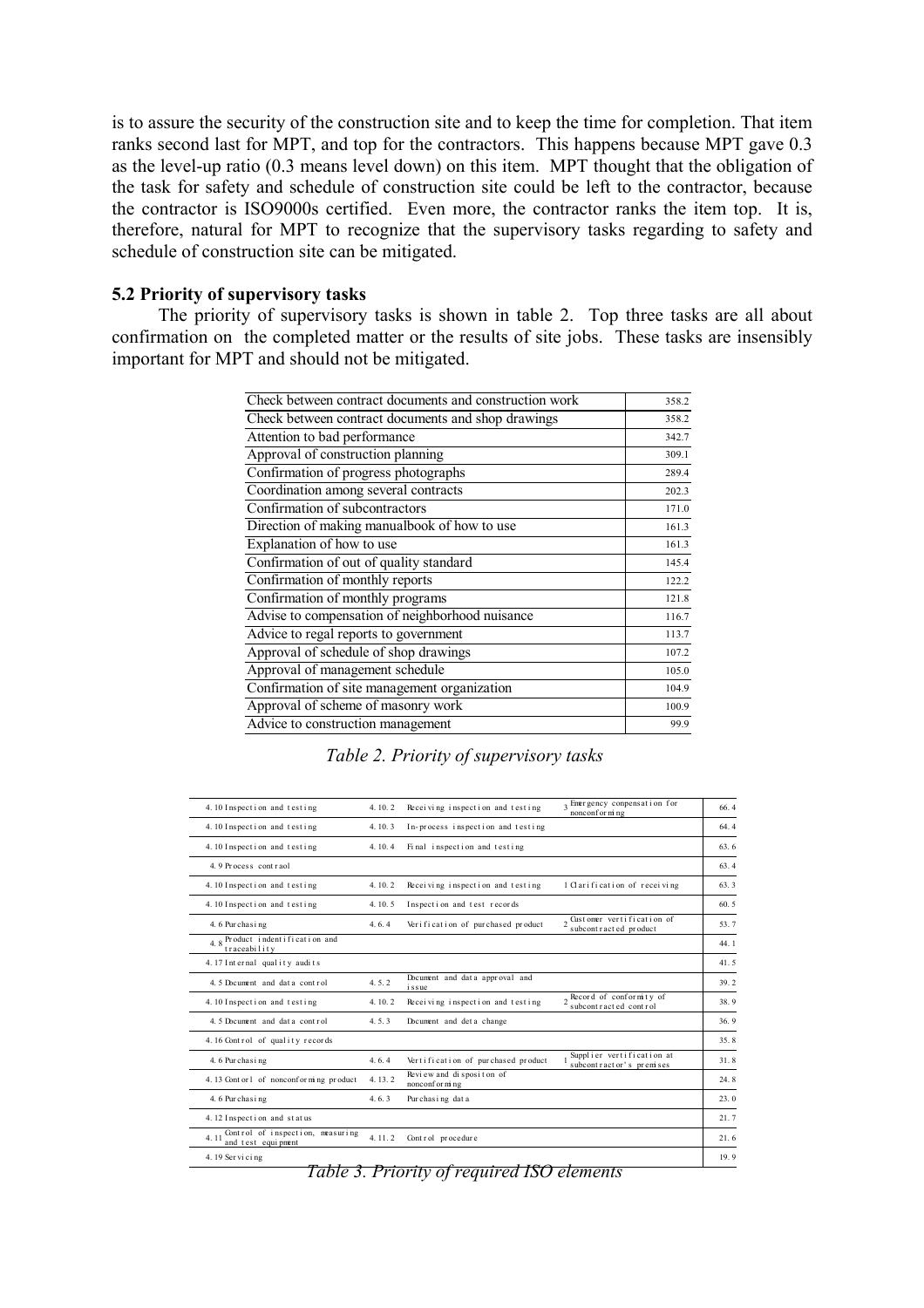is to assure the security of the construction site and to keep the time for completion. That item ranks second last for MPT, and top for the contractors. This happens because MPT gave 0.3 as the level-up ratio (0.3 means level down) on this item. MPT thought that the obligation of the task for safety and schedule of construction site could be left to the contractor, because the contractor is ISO9000s certified. Even more, the contractor ranks the item top. It is, therefore, natural for MPT to recognize that the supervisory tasks regarding to safety and schedule of construction site can be mitigated.

### 5.2 Priority of supervisory tasks

The priority of supervisory tasks is shown in table 2. Top three tasks are all about confirmation on the completed matter or the results of site jobs. These tasks are insensibly important for MPT and should not be mitigated.

| Task | Score |
|---|---|
| Check between contract documents and construction work | 358.2 |
| Check between contract documents and shop drawings | 358.2 |
| Attention to bad performance | 342.7 |
| Approval of construction planning | 309.1 |
| Confirmation of progress photographs | 289.4 |
| Coordination among several contracts | 202.3 |
| Confirmation of subcontractors | 171.0 |
| Direction of making manualbook of how to use | 161.3 |
| Explanation of how to use | 161.3 |
| Confirmation of out of quality standard | 145.4 |
| Confirmation of monthly reports | 122.2 |
| Confirmation of monthly programs | 121.8 |
| Advise to compensation of neighborhood nuisance | 116.7 |
| Advice to regal reports to government | 113.7 |
| Approval of schedule of shop drawings | 107.2 |
| Approval of management schedule | 105.0 |
| Confirmation of site management organization | 104.9 |
| Approval of scheme of masonry work | 100.9 |
| Advice to construction management | 99.9 |

*Table 2. Priority of supervisory tasks*

| Element | Sub-element no. | Sub-element | Item | Score |
|---|---|---|---|---|
| 4.10 Inspection and testing | 4.10.2 | Receiving inspection and testing | 3 Emergency conpensation for nonconforming | 66.4 |
| 4.10 Inspection and testing | 4.10.3 | In-process inspection and testing | | 64.4 |
| 4.10 Inspection and testing | 4.10.4 | Final inspection and testing | | 63.6 |
| 4.9 Process contraol | | | | 63.4 |
| 4.10 Inspection and testing | 4.10.2 | Receiving inspection and testing | 1 Clarification of receiving | 63.3 |
| 4.10 Inspection and testing | 4.10.5 | Inspection and test records | | 60.5 |
| 4.6 Purchasing | 4.6.4 | Verification of purchased product | 2 Customer vertification of subcontracted product | 53.7 |
| 4.8 Product indentification and traceability | | | | 44.1 |
| 4.17 Internal quality audits | | | | 41.5 |
| 4.5 Document and data control | 4.5.2 | Document and data approval and issue | | 39.2 |
| 4.10 Inspection and testing | 4.10.2 | Receiving inspection and testing | 2 Record of conformity of subcontracted control | 38.9 |
| 4.5 Document and data control | 4.5.3 | Document and deta change | | 36.9 |
| 4.16 Control of quality records | | | | 35.8 |
| 4.6 Purchasing | 4.6.4 | Vertification of purchased product | 1 Supplier vertification at subcontractor's premises | 31.8 |
| 4.13 Contorl of nonconforming product | 4.13.2 | Review and dispositon of nonconforming | | 24.8 |
| 4.6 Purchasing | 4.6.3 | Purchasing data | | 23.0 |
| 4.12 Inspection and status | | | | 21.7 |
| 4.11 Control of inspection, measuring and test equipment | 4.11.2 | Control procedure | | 21.6 |
| 4.19 Servicing | | | | 19.9 |

*Table 3. Priority of required ISO elements*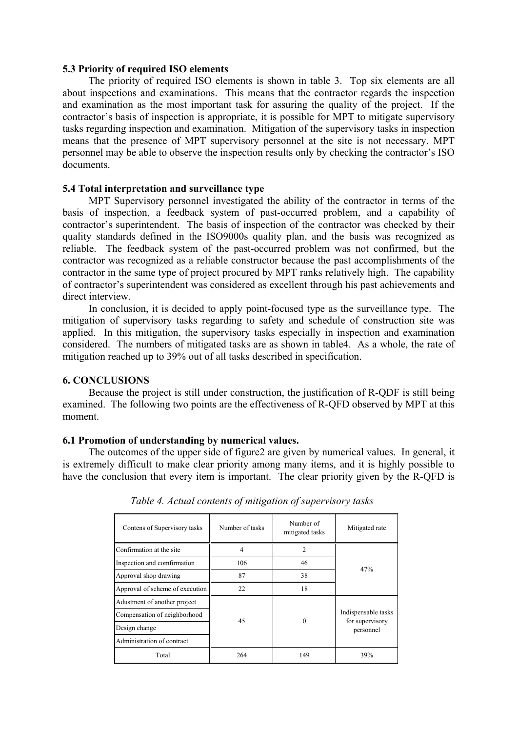### 5.3 Priority of required ISO elements

The priority of required ISO elements is shown in table 3. Top six elements are all about inspections and examinations. This means that the contractor regards the inspection and examination as the most important task for assuring the quality of the project. If the contractor's basis of inspection is appropriate, it is possible for MPT to mitigate supervisory tasks regarding inspection and examination. Mitigation of the supervisory tasks in inspection means that the presence of MPT supervisory personnel at the site is not necessary. MPT personnel may be able to observe the inspection results only by checking the contractor's ISO documents.

### 5.4 Total interpretation and surveillance type

MPT Supervisory personnel investigated the ability of the contractor in terms of the basis of inspection, a feedback system of past-occurred problem, and a capability of contractor's superintendent. The basis of inspection of the contractor was checked by their quality standards defined in the ISO9000s quality plan, and the basis was recognized as reliable. The feedback system of the past-occurred problem was not confirmed, but the contractor was recognized as a reliable constructor because the past accomplishments of the contractor in the same type of project procured by MPT ranks relatively high. The capability of contractor's superintendent was considered as excellent through his past achievements and direct interview.

In conclusion, it is decided to apply point-focused type as the surveillance type. The mitigation of supervisory tasks regarding to safety and schedule of construction site was applied. In this mitigation, the supervisory tasks especially in inspection and examination considered. The numbers of mitigated tasks are as shown in table4. As a whole, the rate of mitigation reached up to 39% out of all tasks described in specification.

## 6. CONCLUSIONS

Because the project is still under construction, the justification of R-QDF is still being examined. The following two points are the effectiveness of R-QFD observed by MPT at this moment.

### 6.1 Promotion of understanding by numerical values.

The outcomes of the upper side of figure2 are given by numerical values. In general, it is extremely difficult to make clear priority among many items, and it is highly possible to have the conclusion that every item is important. The clear priority given by the R-QFD is

*Table 4. Actual contents of mitigation of supervisory tasks*

| Contens of Supervisory tasks | Number of tasks | Number of mitigated tasks | Mitigated rate |
|---|---|---|---|
| Confirmation at the site | 4 | 2 | 47% |
| Inspection and comfirmation | 106 | 46 | |
| Approval shop drawing | 87 | 38 | |
| Approval of scheme of execution | 22 | 18 | |
| Adustment of another project | 45 | 0 | Indispensable tasks for supervisory personnel |
| Compensation of neighborhood | | | |
| Design change | | | |
| Administration of contract | | | |
| Total | 264 | 149 | 39% |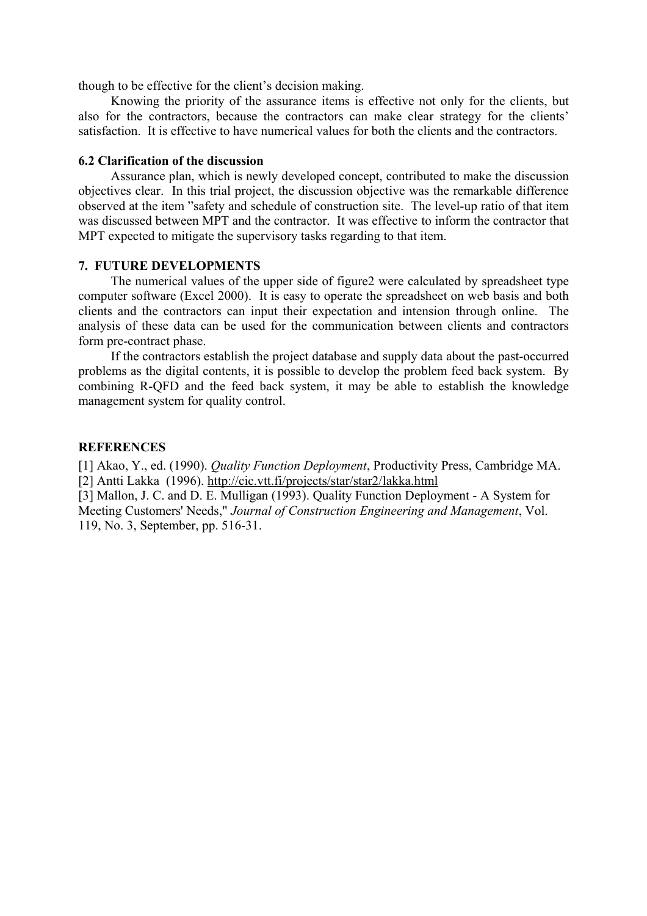though to be effective for the client's decision making.

Knowing the priority of the assurance items is effective not only for the clients, but also for the contractors, because the contractors can make clear strategy for the clients' satisfaction. It is effective to have numerical values for both the clients and the contractors.

### 6.2 Clarification of the discussion

Assurance plan, which is newly developed concept, contributed to make the discussion objectives clear. In this trial project, the discussion objective was the remarkable difference observed at the item "safety and schedule of construction site. The level-up ratio of that item was discussed between MPT and the contractor. It was effective to inform the contractor that MPT expected to mitigate the supervisory tasks regarding to that item.

## 7. FUTURE DEVELOPMENTS

The numerical values of the upper side of figure2 were calculated by spreadsheet type computer software (Excel 2000). It is easy to operate the spreadsheet on web basis and both clients and the contractors can input their expectation and intension through online. The analysis of these data can be used for the communication between clients and contractors form pre-contract phase.

If the contractors establish the project database and supply data about the past-occurred problems as the digital contents, it is possible to develop the problem feed back system. By combining R-QFD and the feed back system, it may be able to establish the knowledge management system for quality control.

## REFERENCES

[1] Akao, Y., ed. (1990). *Quality Function Deployment*, Productivity Press, Cambridge MA.

[2] Antti Lakka (1996). http://cic.vtt.fi/projects/star/star2/lakka.html

[3] Mallon, J. C. and D. E. Mulligan (1993). Quality Function Deployment - A System for Meeting Customers' Needs," *Journal of Construction Engineering and Management*, Vol. 119, No. 3, September, pp. 516-31.